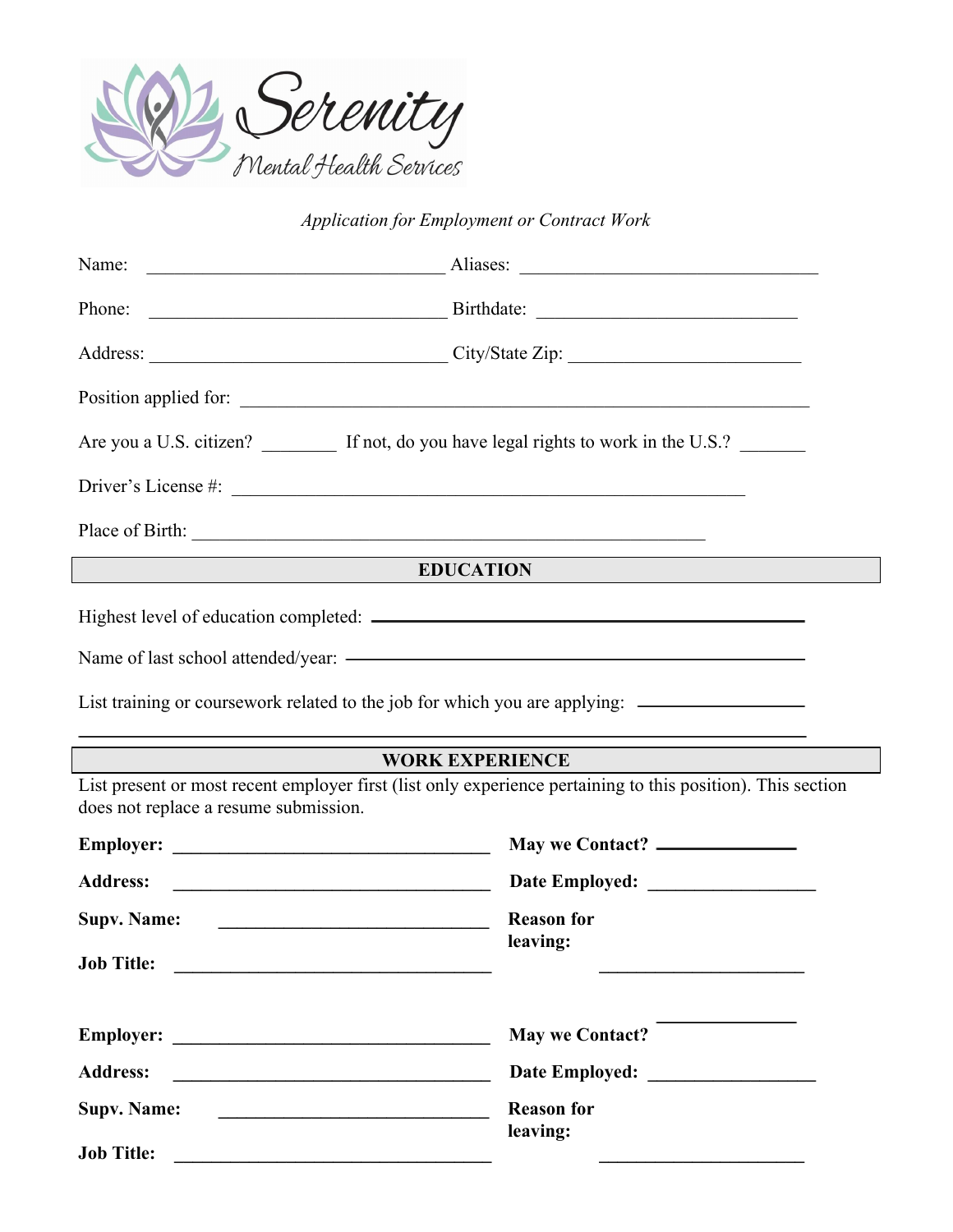**Serenity**
*Mental Health Services*

*Application for Employment or Contract Work*

Name: ________________________________ Aliases: ________________________________

Phone: ________________________________ Birthdate: ____________________________

Address: ________________________________ City/State Zip: _________________________

Position applied for: ______________________________________________________________

Are you a U.S. citizen? ________ If not, do you have legal rights to work in the U.S.? _______

Driver's License #: ________________________________________________________

Place of Birth: ________________________________________________________

## EDUCATION

Highest level of education completed: ________________________________________________

Name of last school attended/year: ____________________________________________________

List training or coursework related to the job for which you are applying: __________________

______________________________________________________________________________

## WORK EXPERIENCE

List present or most recent employer first (list only experience pertaining to this position). This section does not replace a resume submission.

**Employer:** ________________________________ **May we Contact?** _______________

**Address:** ________________________________ **Date Employed:** __________________

**Supv. Name:** ____________________________ **Reason for leaving:** ______________________

**Job Title:** ________________________________

**Employer:** ________________________________ **May we Contact?** _______________

**Address:** ________________________________ **Date Employed:** __________________

**Supv. Name:** ____________________________ **Reason for leaving:** ______________________

**Job Title:** ________________________________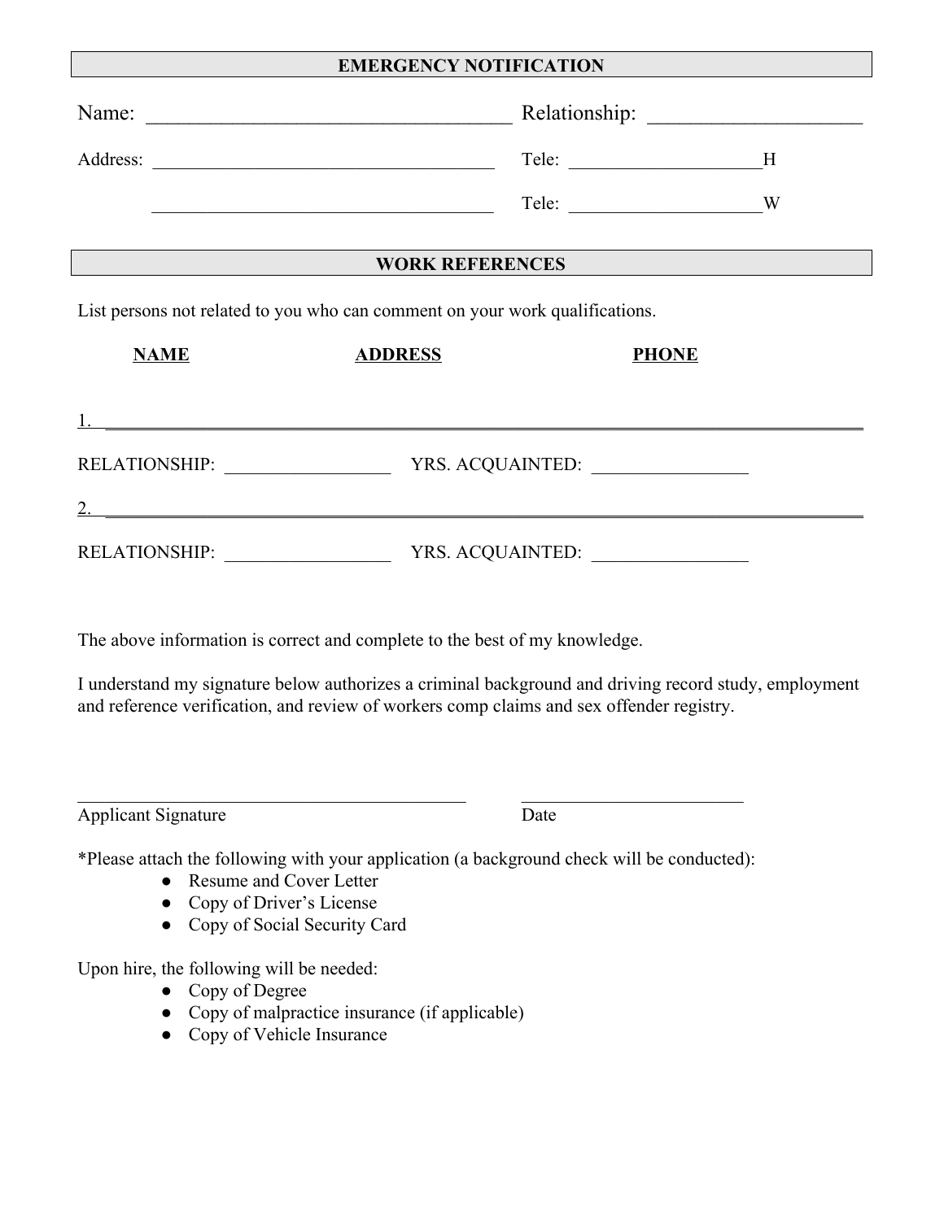## EMERGENCY NOTIFICATION

Name: ___________________________________ Relationship: ____________________

Address: ____________________________________ Tele: ____________________H

____________________________________ Tele: ____________________W

## WORK REFERENCES

List persons not related to you who can comment on your work qualifications.

**NAME** **ADDRESS** **PHONE**

1. ________________________________________________________________________________

RELATIONSHIP: _________________ YRS. ACQUAINTED: ________________

2. ________________________________________________________________________________

RELATIONSHIP: _________________ YRS. ACQUAINTED: ________________

The above information is correct and complete to the best of my knowledge.

I understand my signature below authorizes a criminal background and driving record study, employment and reference verification, and review of workers comp claims and sex offender registry.

_____________________________________________ ________________________

Applicant Signature Date

*Please attach the following with your application (a background check will be conducted):

- Resume and Cover Letter
- Copy of Driver's License
- Copy of Social Security Card

Upon hire, the following will be needed:

- Copy of Degree
- Copy of malpractice insurance (if applicable)
- Copy of Vehicle Insurance